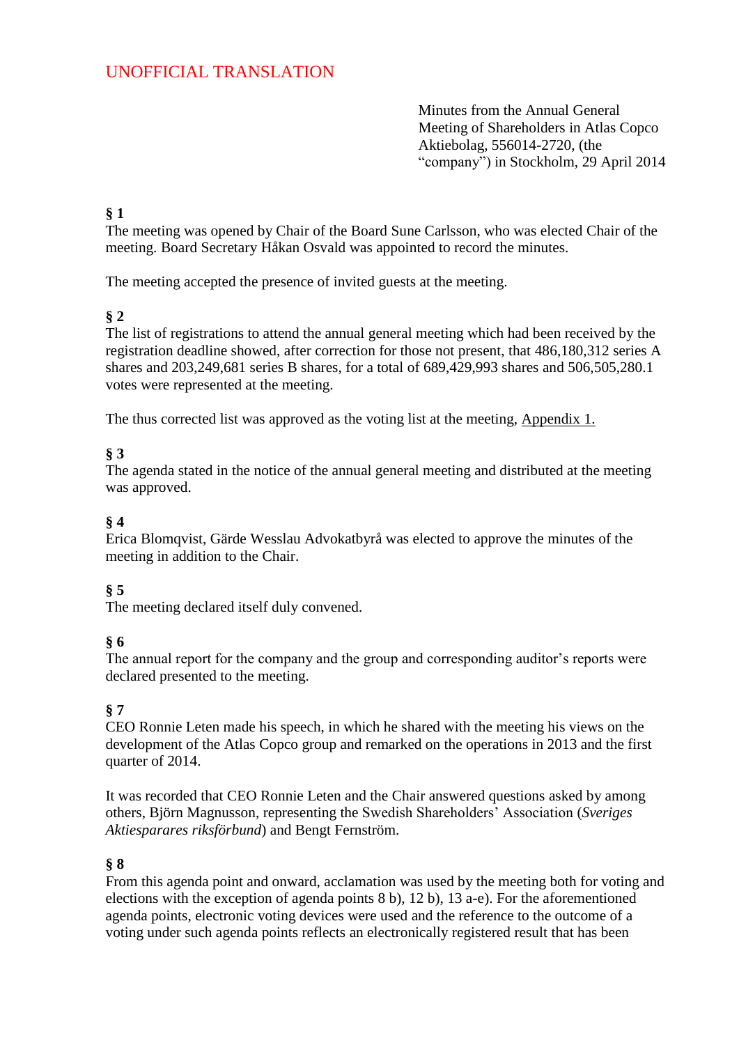UNOFFICIAL TRANSLATION

Minutes from the Annual General Meeting of Shareholders in Atlas Copco Aktiebolag, 556014-2720, (the "company") in Stockholm, 29 April 2014

**§ 1**
The meeting was opened by Chair of the Board Sune Carlsson, who was elected Chair of the meeting. Board Secretary Håkan Osvald was appointed to record the minutes.

The meeting accepted the presence of invited guests at the meeting.

**§ 2**
The list of registrations to attend the annual general meeting which had been received by the registration deadline showed, after correction for those not present, that 486,180,312 series A shares and 203,249,681 series B shares, for a total of 689,429,993 shares and 506,505,280.1 votes were represented at the meeting.

The thus corrected list was approved as the voting list at the meeting, Appendix 1.

**§ 3**
The agenda stated in the notice of the annual general meeting and distributed at the meeting was approved.

**§ 4**
Erica Blomqvist, Gärde Wesslau Advokatbyrå was elected to approve the minutes of the meeting in addition to the Chair.

**§ 5**
The meeting declared itself duly convened.

**§ 6**
The annual report for the company and the group and corresponding auditor's reports were declared presented to the meeting.

**§ 7**
CEO Ronnie Leten made his speech, in which he shared with the meeting his views on the development of the Atlas Copco group and remarked on the operations in 2013 and the first quarter of 2014.

It was recorded that CEO Ronnie Leten and the Chair answered questions asked by among others, Björn Magnusson, representing the Swedish Shareholders' Association (*Sveriges Aktiesparares riksförbund*) and Bengt Fernström.

**§ 8**
From this agenda point and onward, acclamation was used by the meeting both for voting and elections with the exception of agenda points 8 b), 12 b), 13 a-e). For the aforementioned agenda points, electronic voting devices were used and the reference to the outcome of a voting under such agenda points reflects an electronically registered result that has been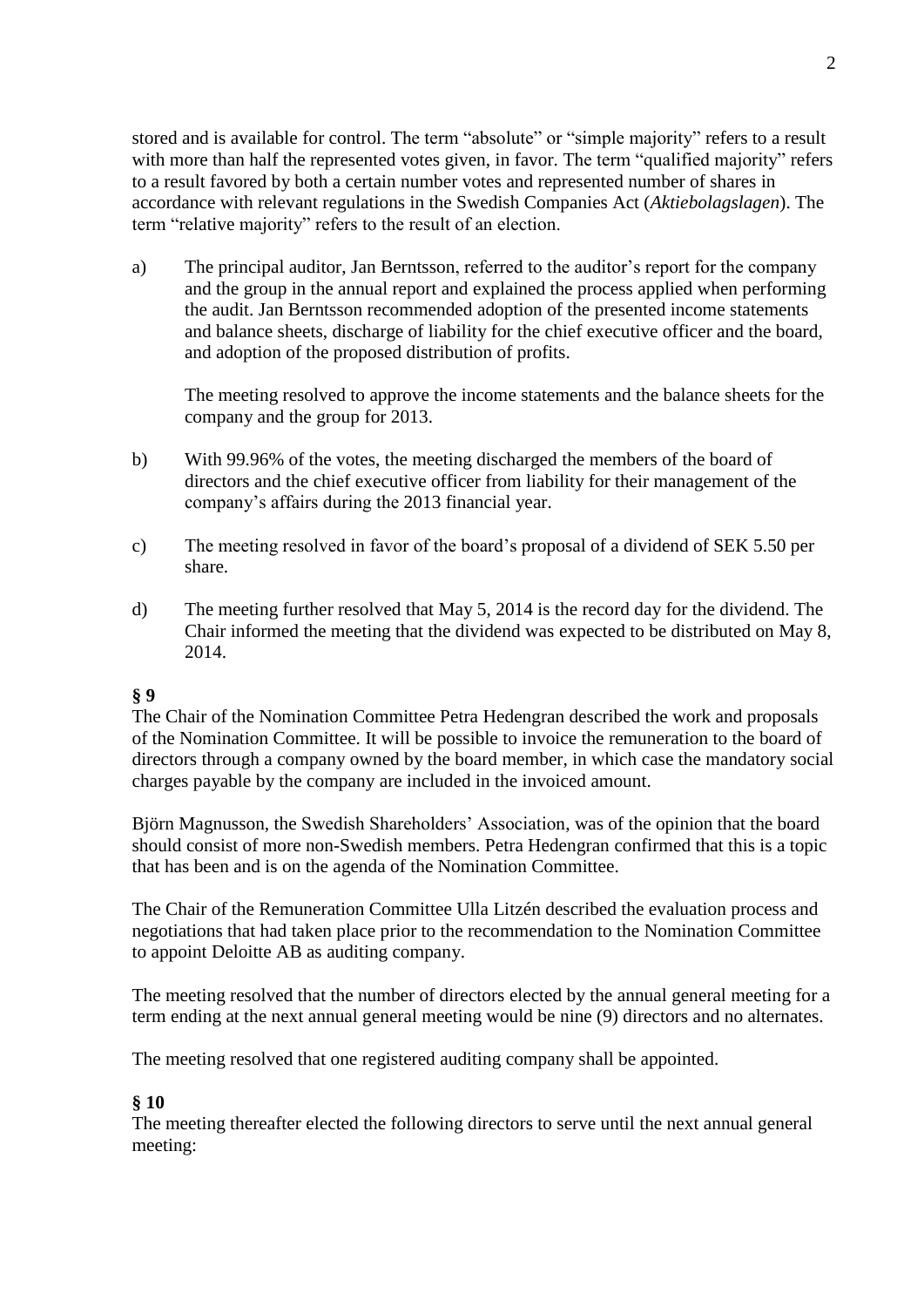stored and is available for control. The term “absolute” or “simple majority” refers to a result with more than half the represented votes given, in favor. The term “qualified majority” refers to a result favored by both a certain number votes and represented number of shares in accordance with relevant regulations in the Swedish Companies Act (*Aktiebolagslagen*). The term “relative majority” refers to the result of an election.

a) The principal auditor, Jan Berntsson, referred to the auditor’s report for the company and the group in the annual report and explained the process applied when performing the audit. Jan Berntsson recommended adoption of the presented income statements and balance sheets, discharge of liability for the chief executive officer and the board, and adoption of the proposed distribution of profits.

   The meeting resolved to approve the income statements and the balance sheets for the company and the group for 2013.

b) With 99.96% of the votes, the meeting discharged the members of the board of directors and the chief executive officer from liability for their management of the company’s affairs during the 2013 financial year.

c) The meeting resolved in favor of the board’s proposal of a dividend of SEK 5.50 per share.

d) The meeting further resolved that May 5, 2014 is the record day for the dividend. The Chair informed the meeting that the dividend was expected to be distributed on May 8, 2014.

**§ 9**

The Chair of the Nomination Committee Petra Hedengran described the work and proposals of the Nomination Committee. It will be possible to invoice the remuneration to the board of directors through a company owned by the board member, in which case the mandatory social charges payable by the company are included in the invoiced amount.

Björn Magnusson, the Swedish Shareholders’ Association, was of the opinion that the board should consist of more non-Swedish members. Petra Hedengran confirmed that this is a topic that has been and is on the agenda of the Nomination Committee.

The Chair of the Remuneration Committee Ulla Litzén described the evaluation process and negotiations that had taken place prior to the recommendation to the Nomination Committee to appoint Deloitte AB as auditing company.

The meeting resolved that the number of directors elected by the annual general meeting for a term ending at the next annual general meeting would be nine (9) directors and no alternates.

The meeting resolved that one registered auditing company shall be appointed.

**§ 10**

The meeting thereafter elected the following directors to serve until the next annual general meeting: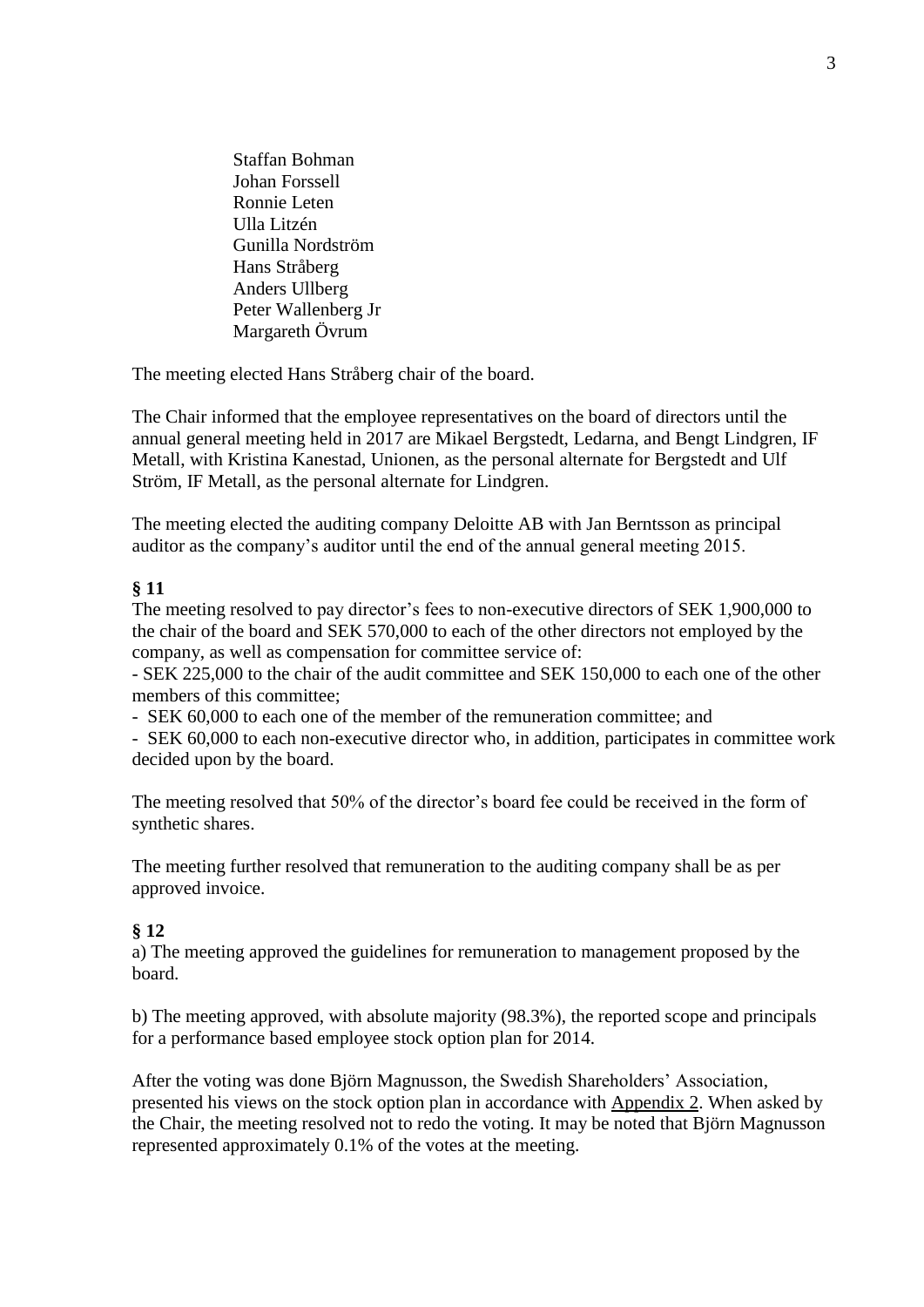Staffan Bohman
Johan Forssell
Ronnie Leten
Ulla Litzén
Gunilla Nordström
Hans Stråberg
Anders Ullberg
Peter Wallenberg Jr
Margareth Övrum

The meeting elected Hans Stråberg chair of the board.

The Chair informed that the employee representatives on the board of directors until the annual general meeting held in 2017 are Mikael Bergstedt, Ledarna, and Bengt Lindgren, IF Metall, with Kristina Kanestad, Unionen, as the personal alternate for Bergstedt and Ulf Ström, IF Metall, as the personal alternate for Lindgren.

The meeting elected the auditing company Deloitte AB with Jan Berntsson as principal auditor as the company's auditor until the end of the annual general meeting 2015.

**§ 11**

The meeting resolved to pay director's fees to non-executive directors of SEK 1,900,000 to the chair of the board and SEK 570,000 to each of the other directors not employed by the company, as well as compensation for committee service of:

- SEK 225,000 to the chair of the audit committee and SEK 150,000 to each one of the other members of this committee;
- SEK 60,000 to each one of the member of the remuneration committee; and
- SEK 60,000 to each non-executive director who, in addition, participates in committee work decided upon by the board.

The meeting resolved that 50% of the director's board fee could be received in the form of synthetic shares.

The meeting further resolved that remuneration to the auditing company shall be as per approved invoice.

**§ 12**

a) The meeting approved the guidelines for remuneration to management proposed by the board.

b) The meeting approved, with absolute majority (98.3%), the reported scope and principals for a performance based employee stock option plan for 2014.

After the voting was done Björn Magnusson, the Swedish Shareholders' Association, presented his views on the stock option plan in accordance with Appendix 2. When asked by the Chair, the meeting resolved not to redo the voting. It may be noted that Björn Magnusson represented approximately 0.1% of the votes at the meeting.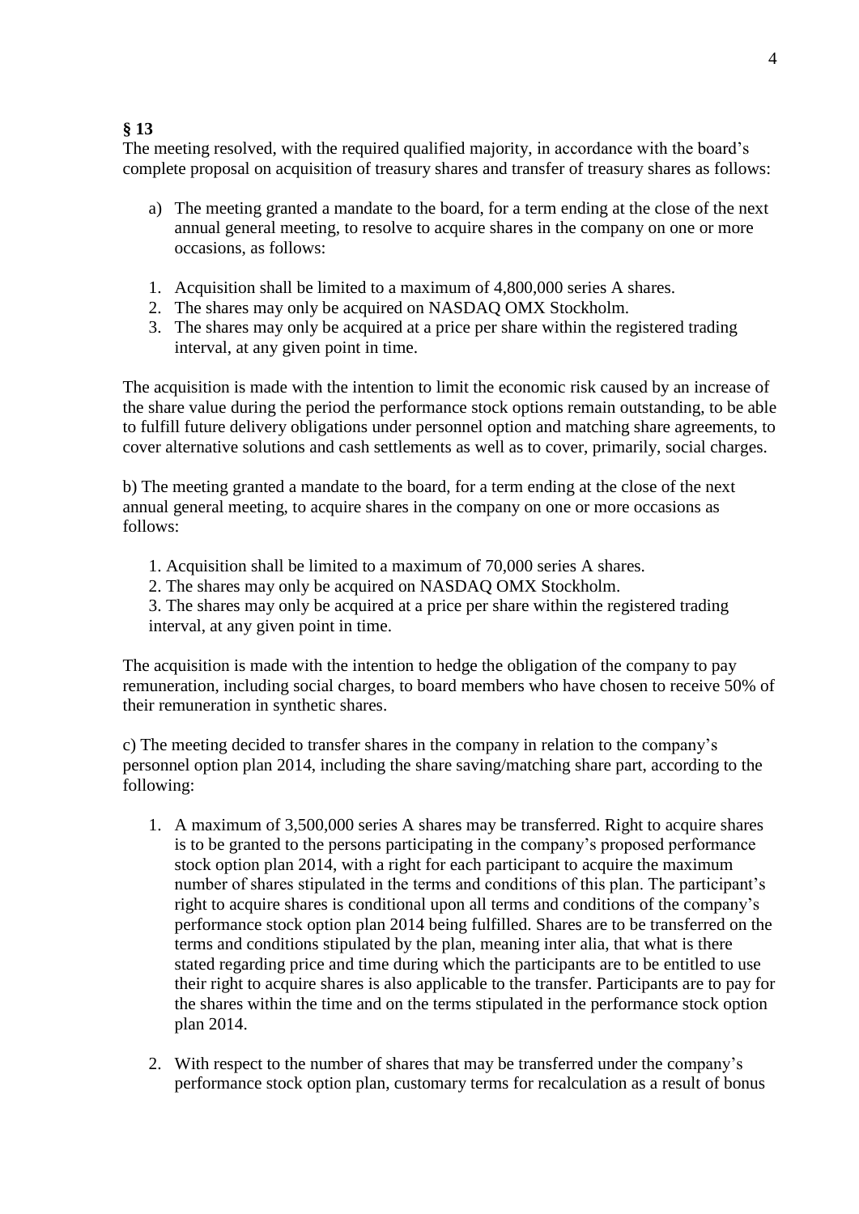**§ 13**

The meeting resolved, with the required qualified majority, in accordance with the board's complete proposal on acquisition of treasury shares and transfer of treasury shares as follows:

a) The meeting granted a mandate to the board, for a term ending at the close of the next annual general meeting, to resolve to acquire shares in the company on one or more occasions, as follows:

1. Acquisition shall be limited to a maximum of 4,800,000 series A shares.
2. The shares may only be acquired on NASDAQ OMX Stockholm.
3. The shares may only be acquired at a price per share within the registered trading interval, at any given point in time.

The acquisition is made with the intention to limit the economic risk caused by an increase of the share value during the period the performance stock options remain outstanding, to be able to fulfill future delivery obligations under personnel option and matching share agreements, to cover alternative solutions and cash settlements as well as to cover, primarily, social charges.

b) The meeting granted a mandate to the board, for a term ending at the close of the next annual general meeting, to acquire shares in the company on one or more occasions as follows:

1. Acquisition shall be limited to a maximum of 70,000 series A shares.
2. The shares may only be acquired on NASDAQ OMX Stockholm.
3. The shares may only be acquired at a price per share within the registered trading interval, at any given point in time.

The acquisition is made with the intention to hedge the obligation of the company to pay remuneration, including social charges, to board members who have chosen to receive 50% of their remuneration in synthetic shares.

c) The meeting decided to transfer shares in the company in relation to the company's personnel option plan 2014, including the share saving/matching share part, according to the following:

1. A maximum of 3,500,000 series A shares may be transferred. Right to acquire shares is to be granted to the persons participating in the company's proposed performance stock option plan 2014, with a right for each participant to acquire the maximum number of shares stipulated in the terms and conditions of this plan. The participant's right to acquire shares is conditional upon all terms and conditions of the company's performance stock option plan 2014 being fulfilled. Shares are to be transferred on the terms and conditions stipulated by the plan, meaning inter alia, that what is there stated regarding price and time during which the participants are to be entitled to use their right to acquire shares is also applicable to the transfer. Participants are to pay for the shares within the time and on the terms stipulated in the performance stock option plan 2014.

2. With respect to the number of shares that may be transferred under the company's performance stock option plan, customary terms for recalculation as a result of bonus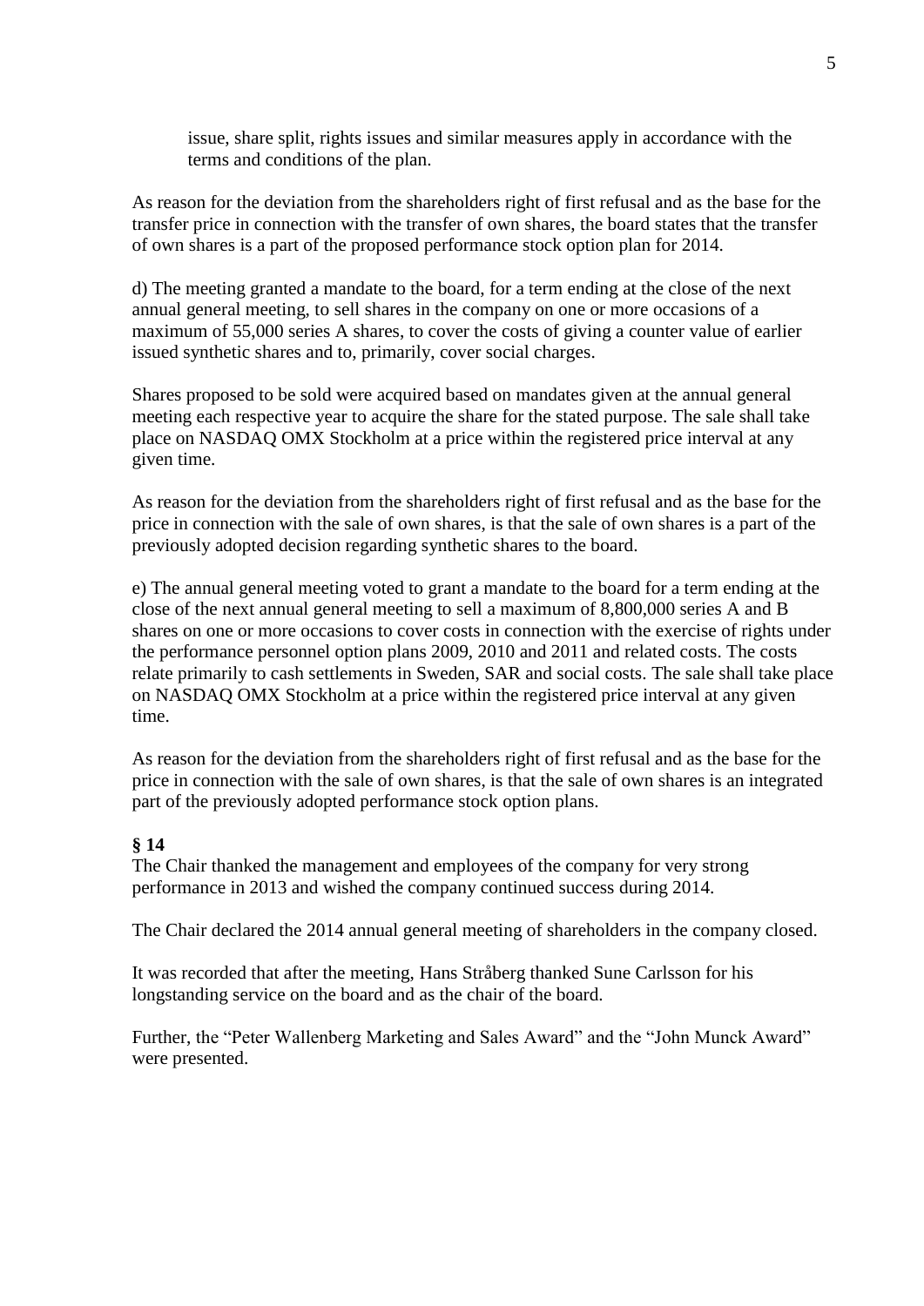issue, share split, rights issues and similar measures apply in accordance with the terms and conditions of the plan.

As reason for the deviation from the shareholders right of first refusal and as the base for the transfer price in connection with the transfer of own shares, the board states that the transfer of own shares is a part of the proposed performance stock option plan for 2014.

d) The meeting granted a mandate to the board, for a term ending at the close of the next annual general meeting, to sell shares in the company on one or more occasions of a maximum of 55,000 series A shares, to cover the costs of giving a counter value of earlier issued synthetic shares and to, primarily, cover social charges.

Shares proposed to be sold were acquired based on mandates given at the annual general meeting each respective year to acquire the share for the stated purpose. The sale shall take place on NASDAQ OMX Stockholm at a price within the registered price interval at any given time.

As reason for the deviation from the shareholders right of first refusal and as the base for the price in connection with the sale of own shares, is that the sale of own shares is a part of the previously adopted decision regarding synthetic shares to the board.

e) The annual general meeting voted to grant a mandate to the board for a term ending at the close of the next annual general meeting to sell a maximum of 8,800,000 series A and B shares on one or more occasions to cover costs in connection with the exercise of rights under the performance personnel option plans 2009, 2010 and 2011 and related costs. The costs relate primarily to cash settlements in Sweden, SAR and social costs. The sale shall take place on NASDAQ OMX Stockholm at a price within the registered price interval at any given time.

As reason for the deviation from the shareholders right of first refusal and as the base for the price in connection with the sale of own shares, is that the sale of own shares is an integrated part of the previously adopted performance stock option plans.

**§ 14**

The Chair thanked the management and employees of the company for very strong performance in 2013 and wished the company continued success during 2014.

The Chair declared the 2014 annual general meeting of shareholders in the company closed.

It was recorded that after the meeting, Hans Stråberg thanked Sune Carlsson for his longstanding service on the board and as the chair of the board.

Further, the "Peter Wallenberg Marketing and Sales Award" and the "John Munck Award" were presented.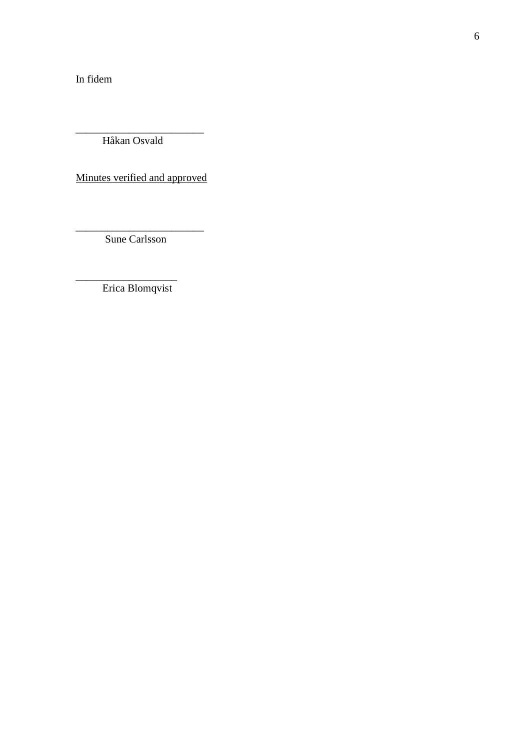In fidem

\_\_\_\_\_\_\_\_\_\_\_\_\_\_\_\_\_\_\_\_\_\_\_\_

Håkan Osvald

<u>Minutes verified and approved</u>

\_\_\_\_\_\_\_\_\_\_\_\_\_\_\_\_\_\_\_\_\_\_\_\_

Sune Carlsson

\_\_\_\_\_\_\_\_\_\_\_\_\_\_\_\_\_\_\_

Erica Blomqvist